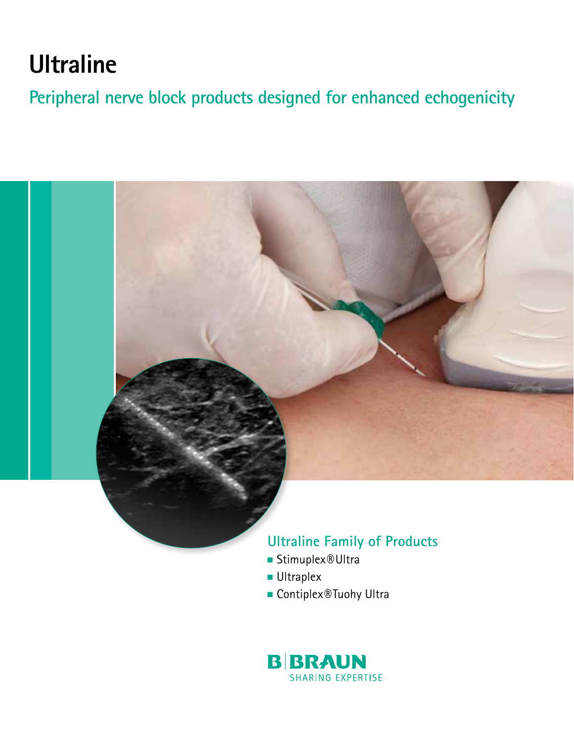# Ultraline

## Peripheral nerve block products designed for enhanced echogenicity

### Ultraline Family of Products

- Stimuplex®Ultra
- Ultraplex
- Contiplex®Tuohy Ultra

B|BRAUN
SHARING EXPERTISE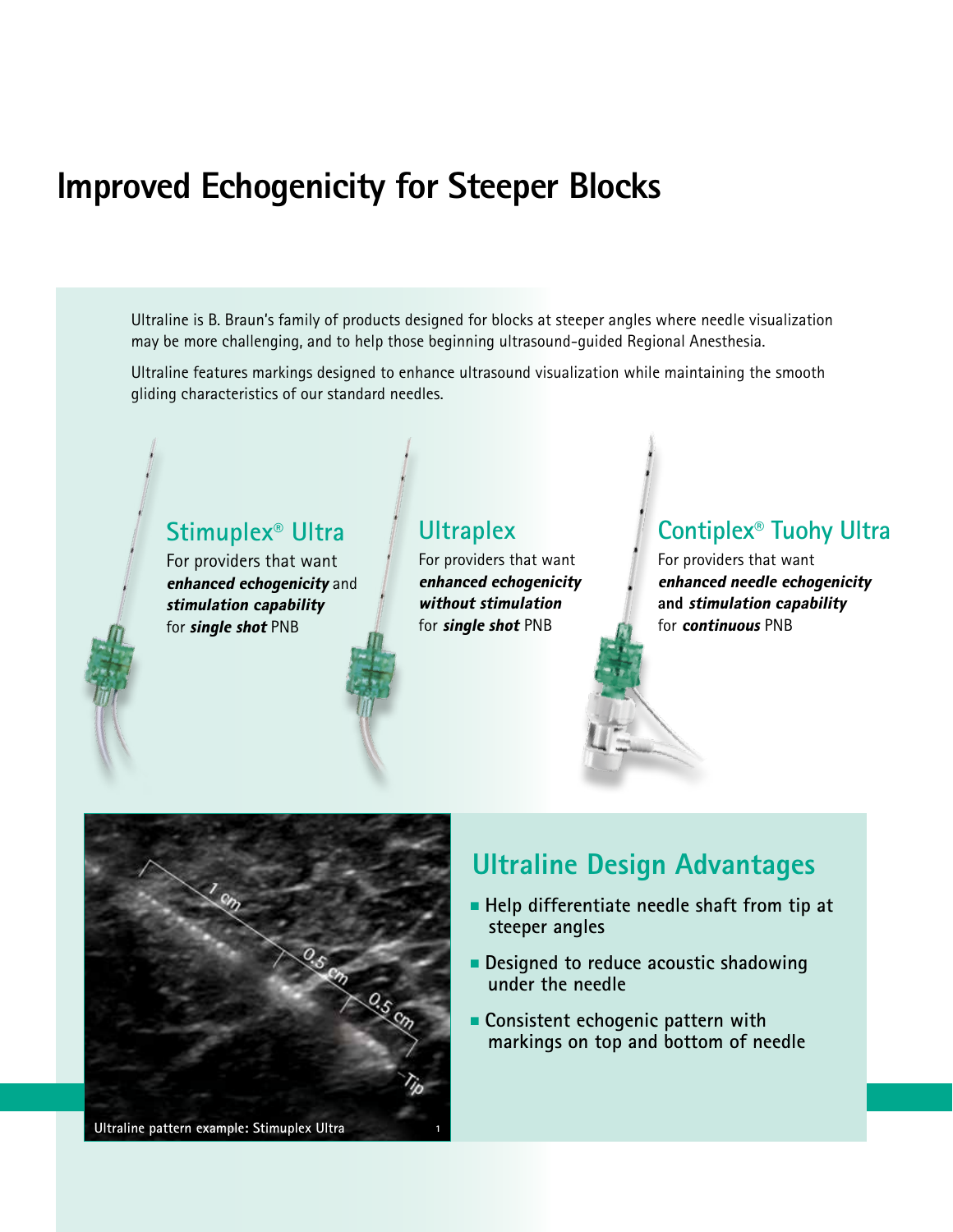# Improved Echogenicity for Steeper Blocks

Ultraline is B. Braun's family of products designed for blocks at steeper angles where needle visualization may be more challenging, and to help those beginning ultrasound-guided Regional Anesthesia.

Ultraline features markings designed to enhance ultrasound visualization while maintaining the smooth gliding characteristics of our standard needles.

## Stimuplex® Ultra

For providers that want ***enhanced echogenicity*** and ***stimulation capability*** for ***single shot*** PNB

## Ultraplex

For providers that want ***enhanced echogenicity without stimulation*** for ***single shot*** PNB

## Contiplex® Tuohy Ultra

For providers that want ***enhanced needle echogenicity*** and ***stimulation capability*** for ***continuous*** PNB

Ultraline pattern example: Stimuplex Ultra [1]

## Ultraline Design Advantages

- Help differentiate needle shaft from tip at steeper angles
- Designed to reduce acoustic shadowing under the needle
- Consistent echogenic pattern with markings on top and bottom of needle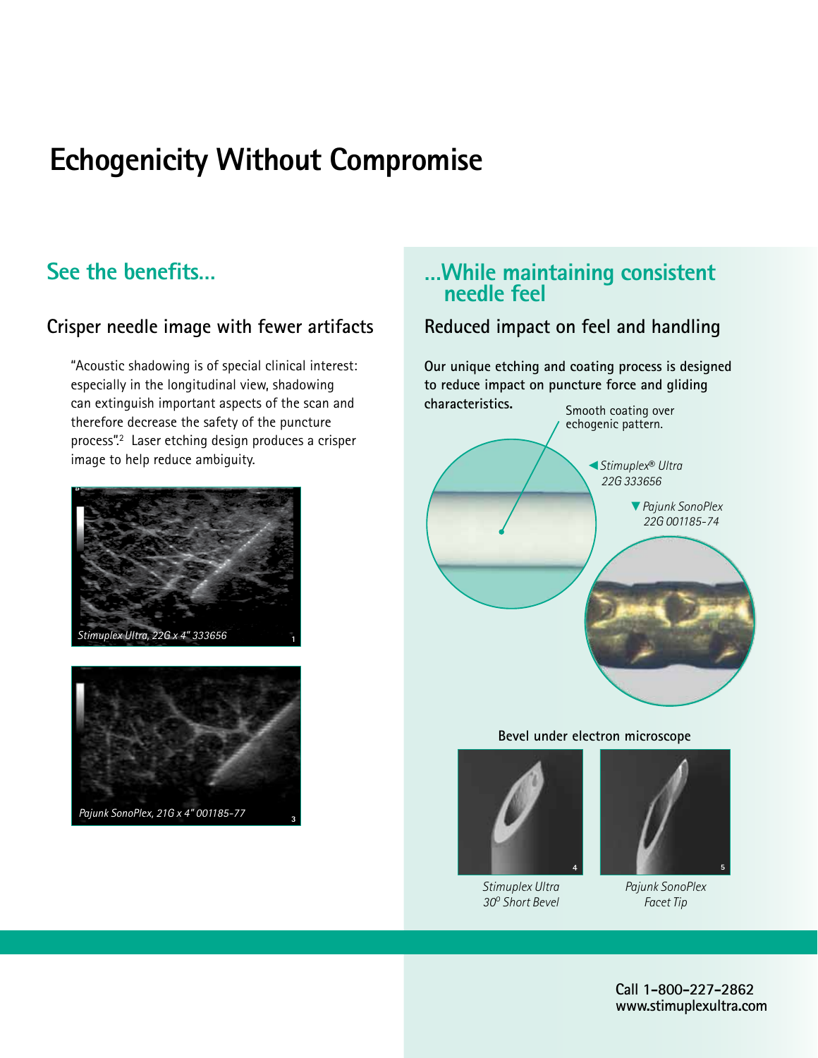# Echogenicity Without Compromise

## See the benefits...

### Crisper needle image with fewer artifacts

"Acoustic shadowing is of special clinical interest: especially in the longitudinal view, shadowing can extinguish important aspects of the scan and therefore decrease the safety of the puncture process".[2] Laser etching design produces a crisper image to help reduce ambiguity.

*Stimuplex Ultra, 22G x 4" 333656* 1

*Pajunk SonoPlex, 21G x 4" 001185-77* 3

## ...While maintaining consistent needle feel

### Reduced impact on feel and handling

**Our unique etching and coating process is designed to reduce impact on puncture force and gliding characteristics.**

Smooth coating over echogenic pattern.

◀ *Stimuplex® Ultra 22G 333656*

▼ *Pajunk SonoPlex 22G 001185-74*

**Bevel under electron microscope**

4 — *Stimuplex Ultra 30° Short Bevel*

5 — *Pajunk SonoPlex Facet Tip*

**Call 1-800-227-2862**
**www.stimuplexultra.com**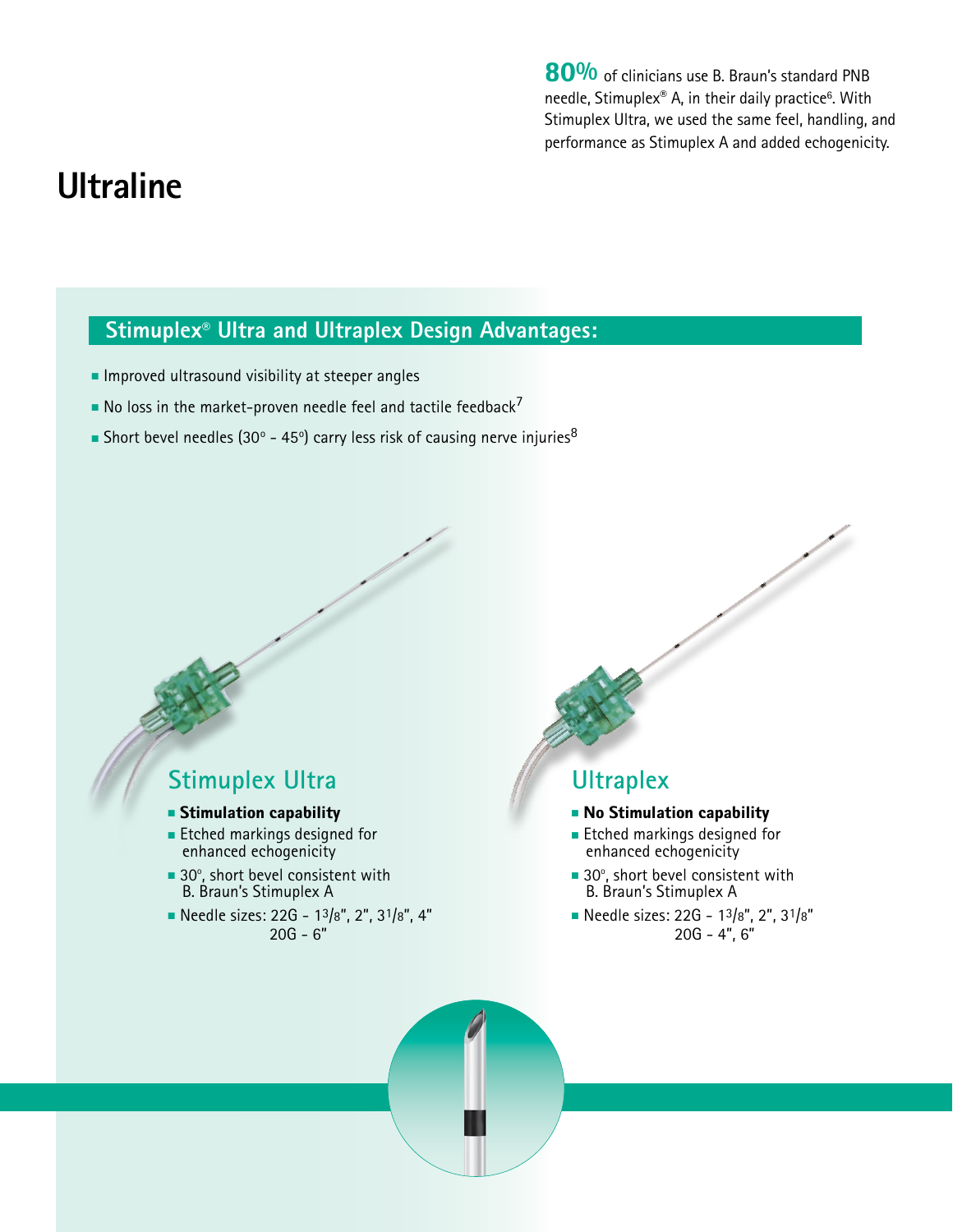**80%** of clinicians use B. Braun's standard PNB needle, Stimuplex® A, in their daily practice[6]. With Stimuplex Ultra, we used the same feel, handling, and performance as Stimuplex A and added echogenicity.

# Ultraline

## Stimuplex® Ultra and Ultraplex Design Advantages:

- Improved ultrasound visibility at steeper angles
- No loss in the market-proven needle feel and tactile feedback[7]
- Short bevel needles (30° - 45°) carry less risk of causing nerve injuries[8]

### Stimuplex Ultra

- **Stimulation capability**
- Etched markings designed for enhanced echogenicity
- 30°, short bevel consistent with B. Braun's Stimuplex A
- Needle sizes: 22G - 1 3/8", 2", 3 1/8", 4"
  20G - 6"

### Ultraplex

- **No Stimulation capability**
- Etched markings designed for enhanced echogenicity
- 30°, short bevel consistent with B. Braun's Stimuplex A
- Needle sizes: 22G - 1 3/8", 2", 3 1/8"
  20G - 4", 6"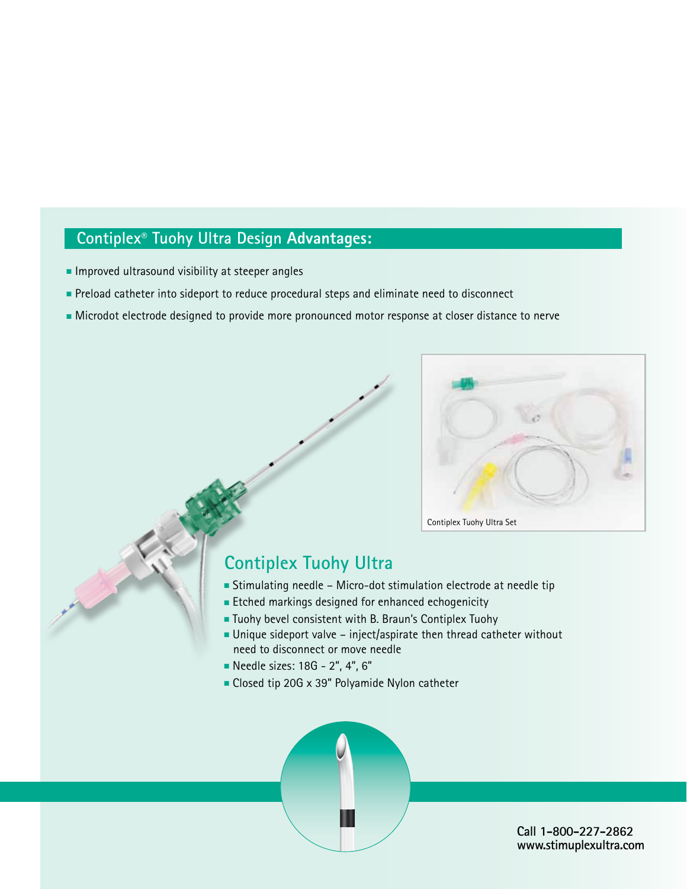## Contiplex® Tuohy Ultra Design Advantages:

- Improved ultrasound visibility at steeper angles
- Preload catheter into sideport to reduce procedural steps and eliminate need to disconnect
- Microdot electrode designed to provide more pronounced motor response at closer distance to nerve

Contiplex Tuohy Ultra Set

## Contiplex Tuohy Ultra

- Stimulating needle – Micro-dot stimulation electrode at needle tip
- Etched markings designed for enhanced echogenicity
- Tuohy bevel consistent with B. Braun's Contiplex Tuohy
- Unique sideport valve – inject/aspirate then thread catheter without need to disconnect or move needle
- Needle sizes: 18G - 2", 4", 6"
- Closed tip 20G x 39" Polyamide Nylon catheter

**Call 1-800-227-2862**
**www.stimuplexultra.com**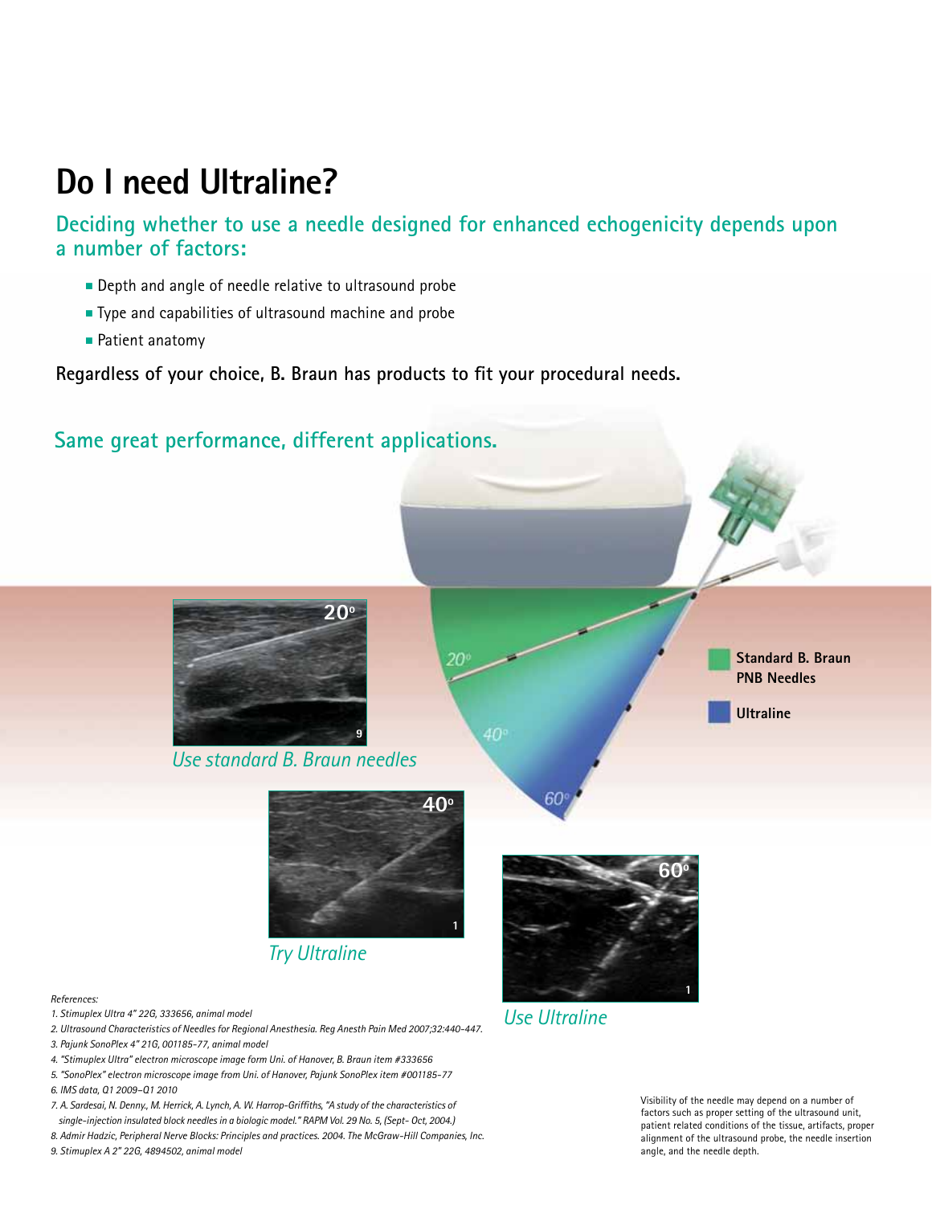# Do I need Ultraline?

## Deciding whether to use a needle designed for enhanced echogenicity depends upon a number of factors:

- Depth and angle of needle relative to ultrasound probe
- Type and capabilities of ultrasound machine and probe
- Patient anatomy

**Regardless of your choice, B. Braun has products to fit your procedural needs.**

## Same great performance, different applications.

20° [9]

*Use standard B. Braun needles*

40° [1]

*Try Ultraline*

60° [1]

*Use Ultraline*

**Standard B. Braun PNB Needles**

**Ultraline**

Visibility of the needle may depend on a number of factors such as proper setting of the ultrasound unit, patient related conditions of the tissue, artifacts, proper alignment of the ultrasound probe, the needle insertion angle, and the needle depth.

*References:*

1. *Stimuplex Ultra 4" 22G, 333656, animal model*
2. *Ultrasound Characteristics of Needles for Regional Anesthesia. Reg Anesth Pain Med 2007;32:440-447.*
3. *Pajunk SonoPlex 4" 21G, 001185-77, animal model*
4. *"Stimuplex Ultra" electron microscope image form Uni. of Hanover, B. Braun item #333656*
5. *"SonoPlex" electron microscope image from Uni. of Hanover, Pajunk SonoPlex item #001185-77*
6. *IMS data, Q1 2009–Q1 2010*
7. *A. Sardesai, N. Denny., M. Herrick, A. Lynch, A. W. Harrop-Griffiths, "A study of the characteristics of single-injection insulated block needles in a biologic model." RAPM Vol. 29 No. 5, (Sept- Oct, 2004.)*
8. *Admir Hadzic, Peripheral Nerve Blocks: Principles and practices. 2004. The McGraw-Hill Companies, Inc.*
9. *Stimuplex A 2" 22G, 4894502, animal model*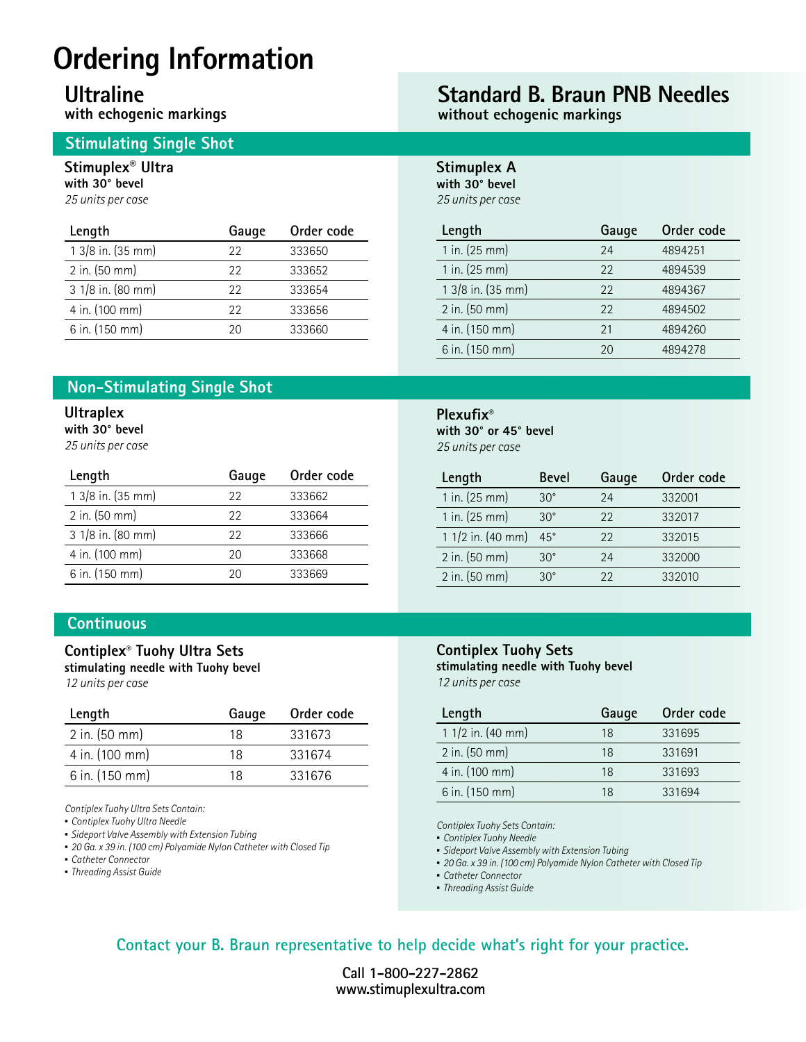# Ordering Information

## Ultraline

**with echogenic markings**

## Stimulating Single Shot

### Stimuplex® Ultra

**with 30° bevel**

*25 units per case*

| Length | Gauge | Order code |
|---|---|---|
| 1 3/8 in. (35 mm) | 22 | 333650 |
| 2 in. (50 mm) | 22 | 333652 |
| 3 1/8 in. (80 mm) | 22 | 333654 |
| 4 in. (100 mm) | 22 | 333656 |
| 6 in. (150 mm) | 20 | 333660 |

## Non-Stimulating Single Shot

### Ultraplex

**with 30° bevel**

*25 units per case*

| Length | Gauge | Order code |
|---|---|---|
| 1 3/8 in. (35 mm) | 22 | 333662 |
| 2 in. (50 mm) | 22 | 333664 |
| 3 1/8 in. (80 mm) | 22 | 333666 |
| 4 in. (100 mm) | 20 | 333668 |
| 6 in. (150 mm) | 20 | 333669 |

## Continuous

### Contiplex® Tuohy Ultra Sets

**stimulating needle with Tuohy bevel**

*12 units per case*

| Length | Gauge | Order code |
|---|---|---|
| 2 in. (50 mm) | 18 | 331673 |
| 4 in. (100 mm) | 18 | 331674 |
| 6 in. (150 mm) | 18 | 331676 |

*Contiplex Tuohy Ultra Sets Contain:*

- *Contiplex Tuohy Ultra Needle*
- *Sideport Valve Assembly with Extension Tubing*
- *20 Ga. x 39 in. (100 cm) Polyamide Nylon Catheter with Closed Tip*
- *Catheter Connector*
- *Threading Assist Guide*

## Standard B. Braun PNB Needles

**without echogenic markings**

### Stimuplex A

**with 30° bevel**

*25 units per case*

| Length | Gauge | Order code |
|---|---|---|
| 1 in. (25 mm) | 24 | 4894251 |
| 1 in. (25 mm) | 22 | 4894539 |
| 1 3/8 in. (35 mm) | 22 | 4894367 |
| 2 in. (50 mm) | 22 | 4894502 |
| 4 in. (150 mm) | 21 | 4894260 |
| 6 in. (150 mm) | 20 | 4894278 |

### Plexufix®

**with 30° or 45° bevel**

*25 units per case*

| Length | Bevel | Gauge | Order code |
|---|---|---|---|
| 1 in. (25 mm) | 30° | 24 | 332001 |
| 1 in. (25 mm) | 30° | 22 | 332017 |
| 1 1/2 in. (40 mm) | 45° | 22 | 332015 |
| 2 in. (50 mm) | 30° | 24 | 332000 |
| 2 in. (50 mm) | 30° | 22 | 332010 |

### Contiplex Tuohy Sets

**stimulating needle with Tuohy bevel**

*12 units per case*

| Length | Gauge | Order code |
|---|---|---|
| 1 1/2 in. (40 mm) | 18 | 331695 |
| 2 in. (50 mm) | 18 | 331691 |
| 4 in. (100 mm) | 18 | 331693 |
| 6 in. (150 mm) | 18 | 331694 |

*Contiplex Tuohy Sets Contain:*

- *Contiplex Tuohy Needle*
- *Sideport Valve Assembly with Extension Tubing*
- *20 Ga. x 39 in. (100 cm) Polyamide Nylon Catheter with Closed Tip*
- *Catheter Connector*
- *Threading Assist Guide*

Contact your B. Braun representative to help decide what's right for your practice.

**Call 1-800-227-2862**
**www.stimuplexultra.com**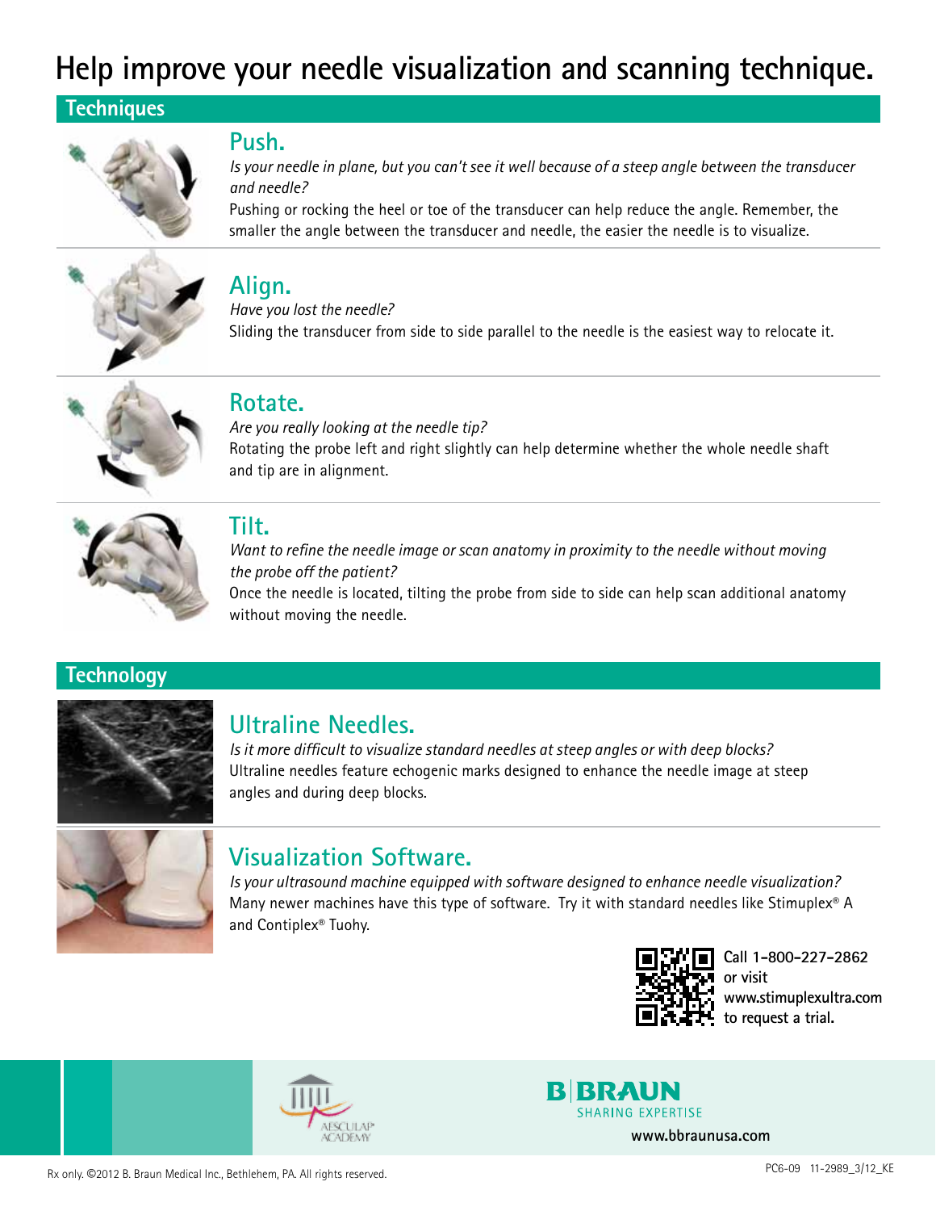# Help improve your needle visualization and scanning technique.

## Techniques

### Push.

*Is your needle in plane, but you can't see it well because of a steep angle between the transducer and needle?*

Pushing or rocking the heel or toe of the transducer can help reduce the angle. Remember, the smaller the angle between the transducer and needle, the easier the needle is to visualize.

### Align.

*Have you lost the needle?*

Sliding the transducer from side to side parallel to the needle is the easiest way to relocate it.

### Rotate.

*Are you really looking at the needle tip?*

Rotating the probe left and right slightly can help determine whether the whole needle shaft and tip are in alignment.

### Tilt.

*Want to refine the needle image or scan anatomy in proximity to the needle without moving the probe off the patient?*

Once the needle is located, tilting the probe from side to side can help scan additional anatomy without moving the needle.

## Technology

### Ultraline Needles.

*Is it more difficult to visualize standard needles at steep angles or with deep blocks?*

Ultraline needles feature echogenic marks designed to enhance the needle image at steep angles and during deep blocks.

### Visualization Software.

*Is your ultrasound machine equipped with software designed to enhance needle visualization?*

Many newer machines have this type of software. Try it with standard needles like Stimuplex® A and Contiplex® Tuohy.

**Call 1-800-227-2862 or visit www.stimuplexultra.com to request a trial.**

AESCULAP® ACADEMY

B|BRAUN SHARING EXPERTISE

www.bbraunusa.com

Rx only. ©2012 B. Braun Medical Inc., Bethlehem, PA. All rights reserved.

PC6-09 11-2989_3/12_KE